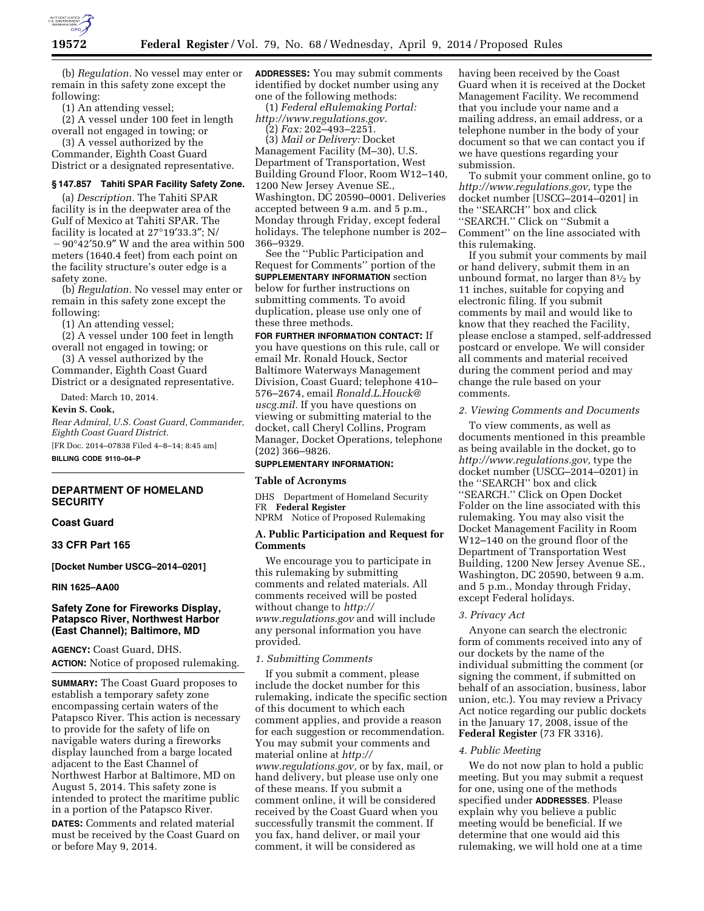(b) *Regulation.* No vessel may enter or remain in this safety zone except the following:

(1) An attending vessel;

(2) A vessel under 100 feet in length overall not engaged in towing; or

(3) A vessel authorized by the Commander, Eighth Coast Guard District or a designated representative.

**§ 147.857 Tahiti SPAR Facility Safety Zone.**

(a) *Description.* The Tahiti SPAR facility is in the deepwater area of the Gulf of Mexico at Tahiti SPAR. The facility is located at 27°19′33.3″; N/ −90°42′50.9″ W and the area within 500 meters (1640.4 feet) from each point on the facility structure's outer edge is a safety zone.

(b) *Regulation.* No vessel may enter or remain in this safety zone except the following:

(1) An attending vessel;

(2) A vessel under 100 feet in length overall not engaged in towing; or

(3) A vessel authorized by the Commander, Eighth Coast Guard District or a designated representative.

Dated: March 10, 2014.

**Kevin S. Cook,**

*Rear Admiral, U.S. Coast Guard, Commander, Eighth Coast Guard District.*

[FR Doc. 2014–07838 Filed 4–8–14; 8:45 am]

**BILLING CODE 9110–04–P**

## DEPARTMENT OF HOMELAND SECURITY

### Coast Guard

### 33 CFR Part 165

**[Docket Number USCG–2014–0201]**

**RIN 1625–AA00**

## Safety Zone for Fireworks Display, Patapsco River, Northwest Harbor (East Channel); Baltimore, MD

**AGENCY:** Coast Guard, DHS.

**ACTION:** Notice of proposed rulemaking.

**SUMMARY:** The Coast Guard proposes to establish a temporary safety zone encompassing certain waters of the Patapsco River. This action is necessary to provide for the safety of life on navigable waters during a fireworks display launched from a barge located adjacent to the East Channel of Northwest Harbor at Baltimore, MD on August 5, 2014. This safety zone is intended to protect the maritime public in a portion of the Patapsco River.

**DATES:** Comments and related material must be received by the Coast Guard on or before May 9, 2014.

**ADDRESSES:** You may submit comments identified by docket number using any one of the following methods:

(1) *Federal eRulemaking Portal: http://www.regulations.gov.*

(2) *Fax:* 202–493–2251.

(3) *Mail or Delivery:* Docket Management Facility (M–30), U.S. Department of Transportation, West Building Ground Floor, Room W12–140, 1200 New Jersey Avenue SE., Washington, DC 20590–0001. Deliveries accepted between 9 a.m. and 5 p.m., Monday through Friday, except federal holidays. The telephone number is 202–366–9329.

See the ''Public Participation and Request for Comments'' portion of the **SUPPLEMENTARY INFORMATION** section below for further instructions on submitting comments. To avoid duplication, please use only one of these three methods.

**FOR FURTHER INFORMATION CONTACT:** If you have questions on this rule, call or email Mr. Ronald Houck, Sector Baltimore Waterways Management Division, Coast Guard; telephone 410–576–2674, email *Ronald.L.Houck@uscg.mil.* If you have questions on viewing or submitting material to the docket, call Cheryl Collins, Program Manager, Docket Operations, telephone (202) 366–9826.

**SUPPLEMENTARY INFORMATION:**

### Table of Acronyms

DHS Department of Homeland Security
FR **Federal Register**
NPRM Notice of Proposed Rulemaking

### A. Public Participation and Request for Comments

We encourage you to participate in this rulemaking by submitting comments and related materials. All comments received will be posted without change to *http://www.regulations.gov* and will include any personal information you have provided.

*1. Submitting Comments*

If you submit a comment, please include the docket number for this rulemaking, indicate the specific section of this document to which each comment applies, and provide a reason for each suggestion or recommendation. You may submit your comments and material online at *http://www.regulations.gov,* or by fax, mail, or hand delivery, but please use only one of these means. If you submit a comment online, it will be considered received by the Coast Guard when you successfully transmit the comment. If you fax, hand deliver, or mail your comment, it will be considered as having been received by the Coast Guard when it is received at the Docket Management Facility. We recommend that you include your name and a mailing address, an email address, or a telephone number in the body of your document so that we can contact you if we have questions regarding your submission.

To submit your comment online, go to *http://www.regulations.gov,* type the docket number [USCG–2014–0201] in the ''SEARCH'' box and click ''SEARCH.'' Click on ''Submit a Comment'' on the line associated with this rulemaking.

If you submit your comments by mail or hand delivery, submit them in an unbound format, no larger than 8½ by 11 inches, suitable for copying and electronic filing. If you submit comments by mail and would like to know that they reached the Facility, please enclose a stamped, self-addressed postcard or envelope. We will consider all comments and material received during the comment period and may change the rule based on your comments.

*2. Viewing Comments and Documents*

To view comments, as well as documents mentioned in this preamble as being available in the docket, go to *http://www.regulations.gov,* type the docket number (USCG–2014–0201) in the ''SEARCH'' box and click ''SEARCH.'' Click on Open Docket Folder on the line associated with this rulemaking. You may also visit the Docket Management Facility in Room W12–140 on the ground floor of the Department of Transportation West Building, 1200 New Jersey Avenue SE., Washington, DC 20590, between 9 a.m. and 5 p.m., Monday through Friday, except Federal holidays.

*3. Privacy Act*

Anyone can search the electronic form of comments received into any of our dockets by the name of the individual submitting the comment (or signing the comment, if submitted on behalf of an association, business, labor union, etc.). You may review a Privacy Act notice regarding our public dockets in the January 17, 2008, issue of the **Federal Register** (73 FR 3316).

*4. Public Meeting*

We do not now plan to hold a public meeting. But you may submit a request for one, using one of the methods specified under **ADDRESSES**. Please explain why you believe a public meeting would be beneficial. If we determine that one would aid this rulemaking, we will hold one at a time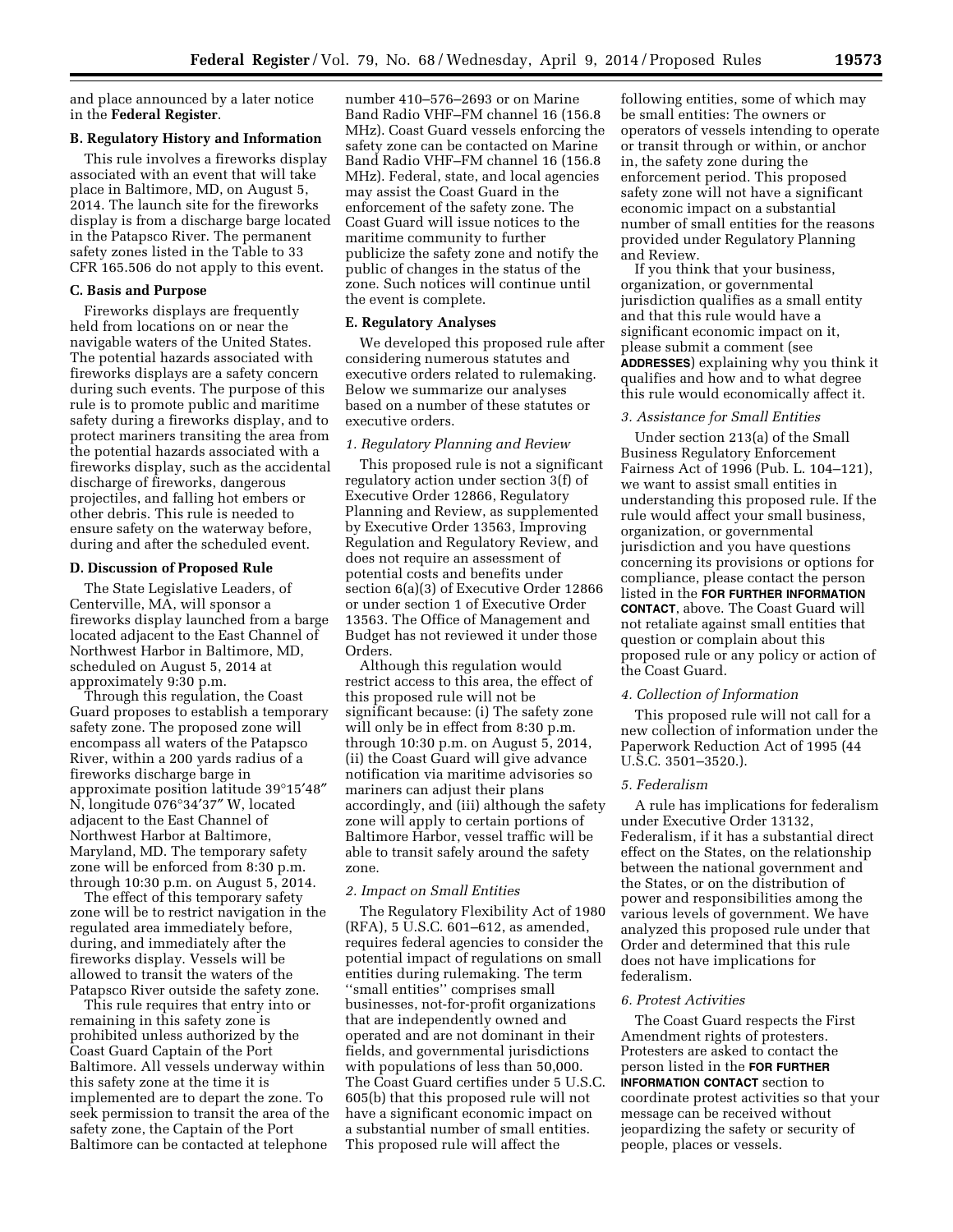and place announced by a later notice in the **Federal Register**.

**B. Regulatory History and Information**

This rule involves a fireworks display associated with an event that will take place in Baltimore, MD, on August 5, 2014. The launch site for the fireworks display is from a discharge barge located in the Patapsco River. The permanent safety zones listed in the Table to 33 CFR 165.506 do not apply to this event.

**C. Basis and Purpose**

Fireworks displays are frequently held from locations on or near the navigable waters of the United States. The potential hazards associated with fireworks displays are a safety concern during such events. The purpose of this rule is to promote public and maritime safety during a fireworks display, and to protect mariners transiting the area from the potential hazards associated with a fireworks display, such as the accidental discharge of fireworks, dangerous projectiles, and falling hot embers or other debris. This rule is needed to ensure safety on the waterway before, during and after the scheduled event.

**D. Discussion of Proposed Rule**

The State Legislative Leaders, of Centerville, MA, will sponsor a fireworks display launched from a barge located adjacent to the East Channel of Northwest Harbor in Baltimore, MD, scheduled on August 5, 2014 at approximately 9:30 p.m.

Through this regulation, the Coast Guard proposes to establish a temporary safety zone. The proposed zone will encompass all waters of the Patapsco River, within a 200 yards radius of a fireworks discharge barge in approximate position latitude 39°15′48″ N, longitude 076°34′37″ W, located adjacent to the East Channel of Northwest Harbor at Baltimore, Maryland, MD. The temporary safety zone will be enforced from 8:30 p.m. through 10:30 p.m. on August 5, 2014.

The effect of this temporary safety zone will be to restrict navigation in the regulated area immediately before, during, and immediately after the fireworks display. Vessels will be allowed to transit the waters of the Patapsco River outside the safety zone.

This rule requires that entry into or remaining in this safety zone is prohibited unless authorized by the Coast Guard Captain of the Port Baltimore. All vessels underway within this safety zone at the time it is implemented are to depart the zone. To seek permission to transit the area of the safety zone, the Captain of the Port Baltimore can be contacted at telephone number 410–576–2693 or on Marine Band Radio VHF–FM channel 16 (156.8 MHz). Coast Guard vessels enforcing the safety zone can be contacted on Marine Band Radio VHF–FM channel 16 (156.8 MHz). Federal, state, and local agencies may assist the Coast Guard in the enforcement of the safety zone. The Coast Guard will issue notices to the maritime community to further publicize the safety zone and notify the public of changes in the status of the zone. Such notices will continue until the event is complete.

**E. Regulatory Analyses**

We developed this proposed rule after considering numerous statutes and executive orders related to rulemaking. Below we summarize our analyses based on a number of these statutes or executive orders.

*1. Regulatory Planning and Review*

This proposed rule is not a significant regulatory action under section 3(f) of Executive Order 12866, Regulatory Planning and Review, as supplemented by Executive Order 13563, Improving Regulation and Regulatory Review, and does not require an assessment of potential costs and benefits under section 6(a)(3) of Executive Order 12866 or under section 1 of Executive Order 13563. The Office of Management and Budget has not reviewed it under those Orders.

Although this regulation would restrict access to this area, the effect of this proposed rule will not be significant because: (i) The safety zone will only be in effect from 8:30 p.m. through 10:30 p.m. on August 5, 2014, (ii) the Coast Guard will give advance notification via maritime advisories so mariners can adjust their plans accordingly, and (iii) although the safety zone will apply to certain portions of Baltimore Harbor, vessel traffic will be able to transit safely around the safety zone.

*2. Impact on Small Entities*

The Regulatory Flexibility Act of 1980 (RFA), 5 U.S.C. 601–612, as amended, requires federal agencies to consider the potential impact of regulations on small entities during rulemaking. The term ''small entities'' comprises small businesses, not-for-profit organizations that are independently owned and operated and are not dominant in their fields, and governmental jurisdictions with populations of less than 50,000. The Coast Guard certifies under 5 U.S.C. 605(b) that this proposed rule will not have a significant economic impact on a substantial number of small entities. This proposed rule will affect the following entities, some of which may be small entities: The owners or operators of vessels intending to operate or transit through or within, or anchor in, the safety zone during the enforcement period. This proposed safety zone will not have a significant economic impact on a substantial number of small entities for the reasons provided under Regulatory Planning and Review.

If you think that your business, organization, or governmental jurisdiction qualifies as a small entity and that this rule would have a significant economic impact on it, please submit a comment (see **ADDRESSES**) explaining why you think it qualifies and how and to what degree this rule would economically affect it.

*3. Assistance for Small Entities*

Under section 213(a) of the Small Business Regulatory Enforcement Fairness Act of 1996 (Pub. L. 104–121), we want to assist small entities in understanding this proposed rule. If the rule would affect your small business, organization, or governmental jurisdiction and you have questions concerning its provisions or options for compliance, please contact the person listed in the **FOR FURTHER INFORMATION CONTACT**, above. The Coast Guard will not retaliate against small entities that question or complain about this proposed rule or any policy or action of the Coast Guard.

*4. Collection of Information*

This proposed rule will not call for a new collection of information under the Paperwork Reduction Act of 1995 (44 U.S.C. 3501–3520.).

*5. Federalism*

A rule has implications for federalism under Executive Order 13132, Federalism, if it has a substantial direct effect on the States, on the relationship between the national government and the States, or on the distribution of power and responsibilities among the various levels of government. We have analyzed this proposed rule under that Order and determined that this rule does not have implications for federalism.

*6. Protest Activities*

The Coast Guard respects the First Amendment rights of protesters. Protesters are asked to contact the person listed in the **FOR FURTHER INFORMATION CONTACT** section to coordinate protest activities so that your message can be received without jeopardizing the safety or security of people, places or vessels.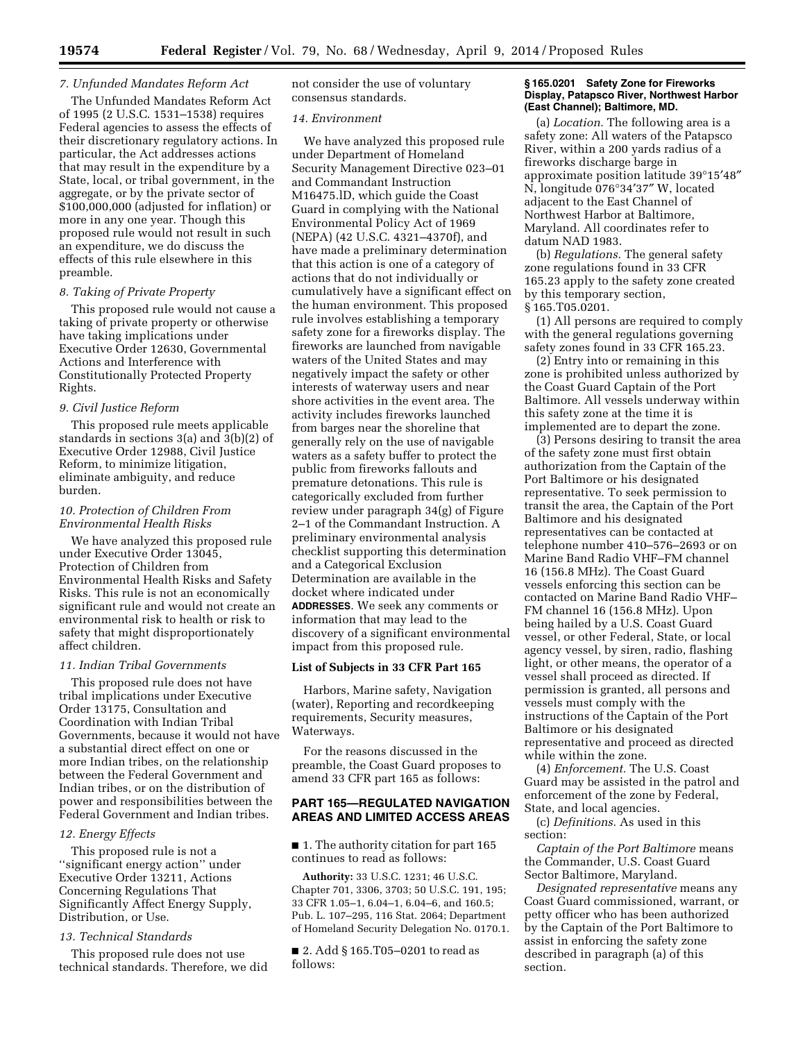### 7. Unfunded Mandates Reform Act

The Unfunded Mandates Reform Act of 1995 (2 U.S.C. 1531–1538) requires Federal agencies to assess the effects of their discretionary regulatory actions. In particular, the Act addresses actions that may result in the expenditure by a State, local, or tribal government, in the aggregate, or by the private sector of $100,000,000 (adjusted for inflation) or more in any one year. Though this proposed rule would not result in such an expenditure, we do discuss the effects of this rule elsewhere in this preamble.

### 8. Taking of Private Property

This proposed rule would not cause a taking of private property or otherwise have taking implications under Executive Order 12630, Governmental Actions and Interference with Constitutionally Protected Property Rights.

### 9. Civil Justice Reform

This proposed rule meets applicable standards in sections 3(a) and 3(b)(2) of Executive Order 12988, Civil Justice Reform, to minimize litigation, eliminate ambiguity, and reduce burden.

### 10. Protection of Children From Environmental Health Risks

We have analyzed this proposed rule under Executive Order 13045, Protection of Children from Environmental Health Risks and Safety Risks. This rule is not an economically significant rule and would not create an environmental risk to health or risk to safety that might disproportionately affect children.

### 11. Indian Tribal Governments

This proposed rule does not have tribal implications under Executive Order 13175, Consultation and Coordination with Indian Tribal Governments, because it would not have a substantial direct effect on one or more Indian tribes, on the relationship between the Federal Government and Indian tribes, or on the distribution of power and responsibilities between the Federal Government and Indian tribes.

### 12. Energy Effects

This proposed rule is not a ''significant energy action'' under Executive Order 13211, Actions Concerning Regulations That Significantly Affect Energy Supply, Distribution, or Use.

### 13. Technical Standards

This proposed rule does not use technical standards. Therefore, we did not consider the use of voluntary consensus standards.

### 14. Environment

We have analyzed this proposed rule under Department of Homeland Security Management Directive 023–01 and Commandant Instruction M16475.lD, which guide the Coast Guard in complying with the National Environmental Policy Act of 1969 (NEPA) (42 U.S.C. 4321–4370f), and have made a preliminary determination that this action is one of a category of actions that do not individually or cumulatively have a significant effect on the human environment. This proposed rule involves establishing a temporary safety zone for a fireworks display. The fireworks are launched from navigable waters of the United States and may negatively impact the safety or other interests of waterway users and near shore activities in the event area. The activity includes fireworks launched from barges near the shoreline that generally rely on the use of navigable waters as a safety buffer to protect the public from fireworks fallouts and premature detonations. This rule is categorically excluded from further review under paragraph 34(g) of Figure 2–1 of the Commandant Instruction. A preliminary environmental analysis checklist supporting this determination and a Categorical Exclusion Determination are available in the docket where indicated under **ADDRESSES**. We seek any comments or information that may lead to the discovery of a significant environmental impact from this proposed rule.

## List of Subjects in 33 CFR Part 165

Harbors, Marine safety, Navigation (water), Reporting and recordkeeping requirements, Security measures, Waterways.

For the reasons discussed in the preamble, the Coast Guard proposes to amend 33 CFR part 165 as follows:

## PART 165—REGULATED NAVIGATION AREAS AND LIMITED ACCESS AREAS

■ 1. The authority citation for part 165 continues to read as follows:

**Authority:** 33 U.S.C. 1231; 46 U.S.C. Chapter 701, 3306, 3703; 50 U.S.C. 191, 195; 33 CFR 1.05–1, 6.04–1, 6.04–6, and 160.5; Pub. L. 107–295, 116 Stat. 2064; Department of Homeland Security Delegation No. 0170.1.

■ 2. Add § 165.T05–0201 to read as follows:

**§ 165.0201 Safety Zone for Fireworks Display, Patapsco River, Northwest Harbor (East Channel); Baltimore, MD.**

(a) *Location.* The following area is a safety zone: All waters of the Patapsco River, within a 200 yards radius of a fireworks discharge barge in approximate position latitude 39°15′48″ N, longitude 076°34′37″ W, located adjacent to the East Channel of Northwest Harbor at Baltimore, Maryland. All coordinates refer to datum NAD 1983.

(b) *Regulations.* The general safety zone regulations found in 33 CFR 165.23 apply to the safety zone created by this temporary section, § 165.T05.0201.

(1) All persons are required to comply with the general regulations governing safety zones found in 33 CFR 165.23.

(2) Entry into or remaining in this zone is prohibited unless authorized by the Coast Guard Captain of the Port Baltimore. All vessels underway within this safety zone at the time it is implemented are to depart the zone.

(3) Persons desiring to transit the area of the safety zone must first obtain authorization from the Captain of the Port Baltimore or his designated representative. To seek permission to transit the area, the Captain of the Port Baltimore and his designated representatives can be contacted at telephone number 410–576–2693 or on Marine Band Radio VHF–FM channel 16 (156.8 MHz). The Coast Guard vessels enforcing this section can be contacted on Marine Band Radio VHF–FM channel 16 (156.8 MHz). Upon being hailed by a U.S. Coast Guard vessel, or other Federal, State, or local agency vessel, by siren, radio, flashing light, or other means, the operator of a vessel shall proceed as directed. If permission is granted, all persons and vessels must comply with the instructions of the Captain of the Port Baltimore or his designated representative and proceed as directed while within the zone.

(4) *Enforcement.* The U.S. Coast Guard may be assisted in the patrol and enforcement of the zone by Federal, State, and local agencies.

(c) *Definitions.* As used in this section:

*Captain of the Port Baltimore* means the Commander, U.S. Coast Guard Sector Baltimore, Maryland.

*Designated representative* means any Coast Guard commissioned, warrant, or petty officer who has been authorized by the Captain of the Port Baltimore to assist in enforcing the safety zone described in paragraph (a) of this section.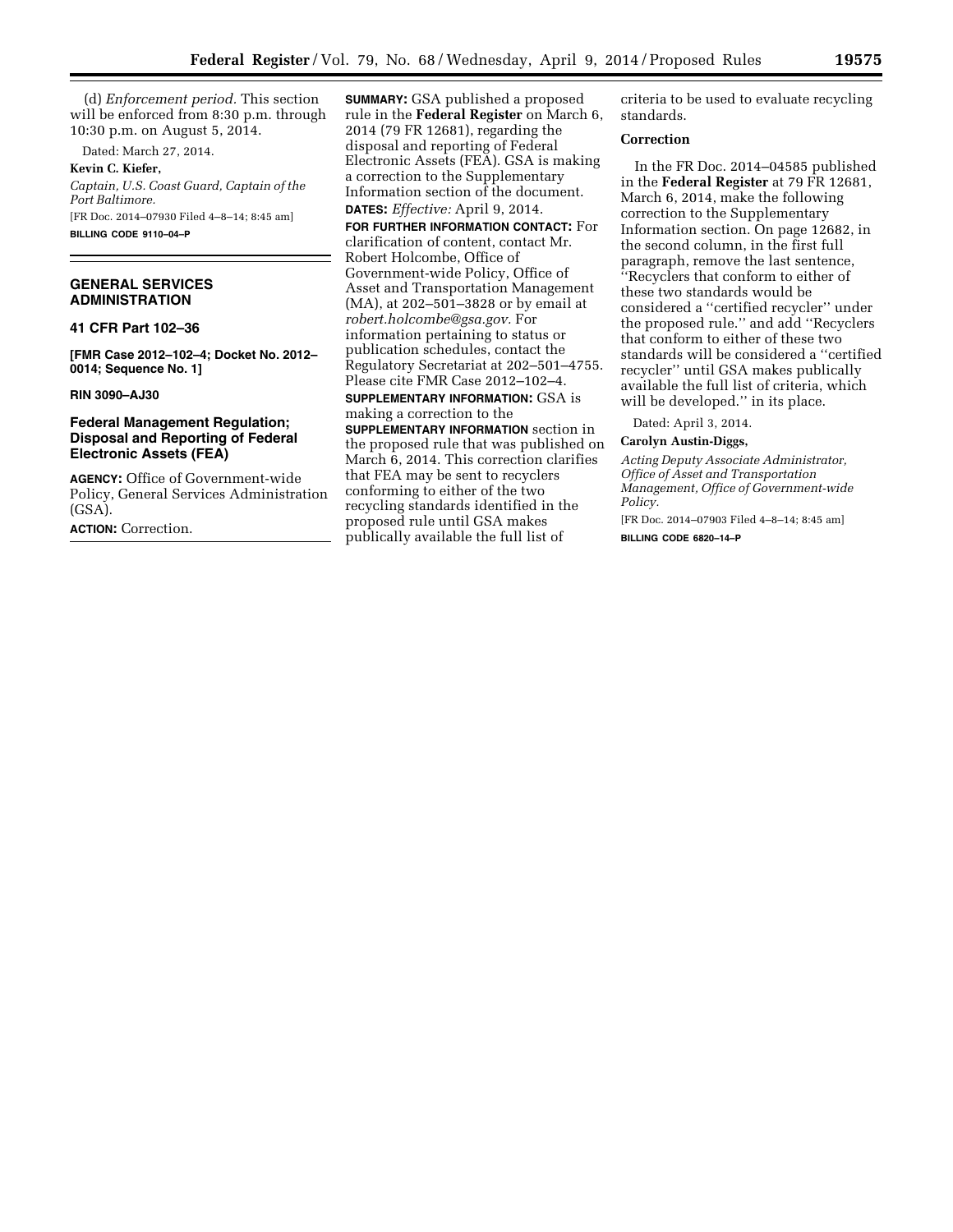(d) *Enforcement period.* This section will be enforced from 8:30 p.m. through 10:30 p.m. on August 5, 2014.

Dated: March 27, 2014.

**Kevin C. Kiefer,**

*Captain, U.S. Coast Guard, Captain of the Port Baltimore.*

[FR Doc. 2014–07930 Filed 4–8–14; 8:45 am]

**BILLING CODE 9110–04–P**

---

## GENERAL SERVICES ADMINISTRATION

### 41 CFR Part 102–36

**[FMR Case 2012–102–4; Docket No. 2012–0014; Sequence No. 1]**

**RIN 3090–AJ30**

### Federal Management Regulation; Disposal and Reporting of Federal Electronic Assets (FEA)

**AGENCY:** Office of Government-wide Policy, General Services Administration (GSA).

**ACTION:** Correction.

**SUMMARY:** GSA published a proposed rule in the **Federal Register** on March 6, 2014 (79 FR 12681), regarding the disposal and reporting of Federal Electronic Assets (FEA). GSA is making a correction to the Supplementary Information section of the document.

**DATES:** *Effective:* April 9, 2014.

**FOR FURTHER INFORMATION CONTACT:** For clarification of content, contact Mr. Robert Holcombe, Office of Government-wide Policy, Office of Asset and Transportation Management (MA), at 202–501–3828 or by email at *robert.holcombe@gsa.gov.* For information pertaining to status or publication schedules, contact the Regulatory Secretariat at 202–501–4755. Please cite FMR Case 2012–102–4.

**SUPPLEMENTARY INFORMATION:** GSA is making a correction to the **SUPPLEMENTARY INFORMATION** section in the proposed rule that was published on March 6, 2014. This correction clarifies that FEA may be sent to recyclers conforming to either of the two recycling standards identified in the proposed rule until GSA makes publically available the full list of criteria to be used to evaluate recycling standards.

**Correction**

In the FR Doc. 2014–04585 published in the **Federal Register** at 79 FR 12681, March 6, 2014, make the following correction to the Supplementary Information section. On page 12682, in the second column, in the first full paragraph, remove the last sentence, ''Recyclers that conform to either of these two standards would be considered a ''certified recycler'' under the proposed rule.'' and add ''Recyclers that conform to either of these two standards will be considered a ''certified recycler'' until GSA makes publically available the full list of criteria, which will be developed.'' in its place.

Dated: April 3, 2014.

**Carolyn Austin-Diggs,**

*Acting Deputy Associate Administrator, Office of Asset and Transportation Management, Office of Government-wide Policy.*

[FR Doc. 2014–07903 Filed 4–8–14; 8:45 am]

**BILLING CODE 6820–14–P**